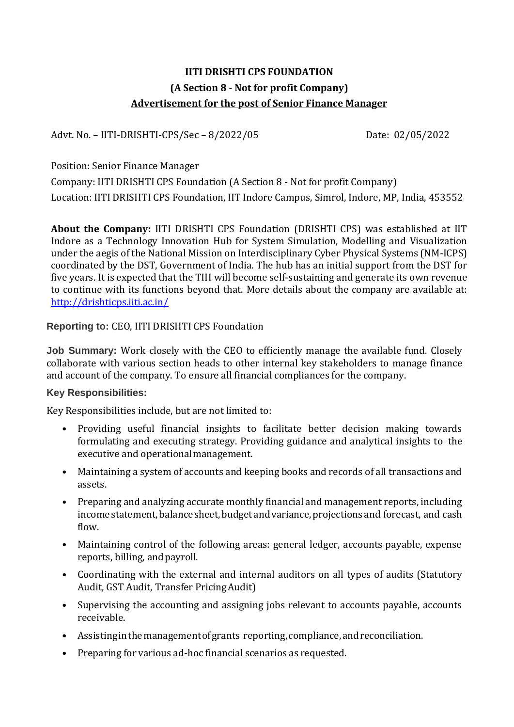# IITI DRISHTI CPS FOUNDATION

## (A Section 8 - Not for profit Company)

## Advertisement for the post of Senior Finance Manager

Advt. No. – IITI-DRISHTI-CPS/Sec – 8/2022/05 Date: 02/05/2022

Position: Senior Finance Manager

Company: IITI DRISHTI CPS Foundation (A Section 8 - Not for profit Company)

Location: IITI DRISHTI CPS Foundation, IIT Indore Campus, Simrol, Indore, MP, India, 453552

**About the Company:** IITI DRISHTI CPS Foundation (DRISHTI CPS) was established at IIT Indore as a Technology Innovation Hub for System Simulation, Modelling and Visualization under the aegis of the National Mission on Interdisciplinary Cyber Physical Systems (NM-ICPS) coordinated by the DST, Government of India. The hub has an initial support from the DST for five years. It is expected that the TIH will become self-sustaining and generate its own revenue to continue with its functions beyond that. More details about the company are available at: [http://drishticps.iiti.ac.in/](http://drishticps.iiti.ac.in/)

**Reporting to:** CEO, IITI DRISHTI CPS Foundation

**Job Summary:** Work closely with the CEO to efficiently manage the available fund. Closely collaborate with various section heads to other internal key stakeholders to manage finance and account of the company. To ensure all financial compliances for the company.

**Key Responsibilities:**

Key Responsibilities include, but are not limited to:

- Providing useful financial insights to facilitate better decision making towards formulating and executing strategy. Providing guidance and analytical insights to the executive and operational management.
- Maintaining a system of accounts and keeping books and records of all transactions and assets.
- Preparing and analyzing accurate monthly financial and management reports, including income statement, balance sheet, budget and variance, projections and forecast, and cash flow.
- Maintaining control of the following areas: general ledger, accounts payable, expense reports, billing, and payroll.
- Coordinating with the external and internal auditors on all types of audits (Statutory Audit, GST Audit, Transfer Pricing Audit)
- Supervising the accounting and assigning jobs relevant to accounts payable, accounts receivable.
- Assisting in the management of grants reporting, compliance, and reconciliation.
- Preparing for various ad-hoc financial scenarios as requested.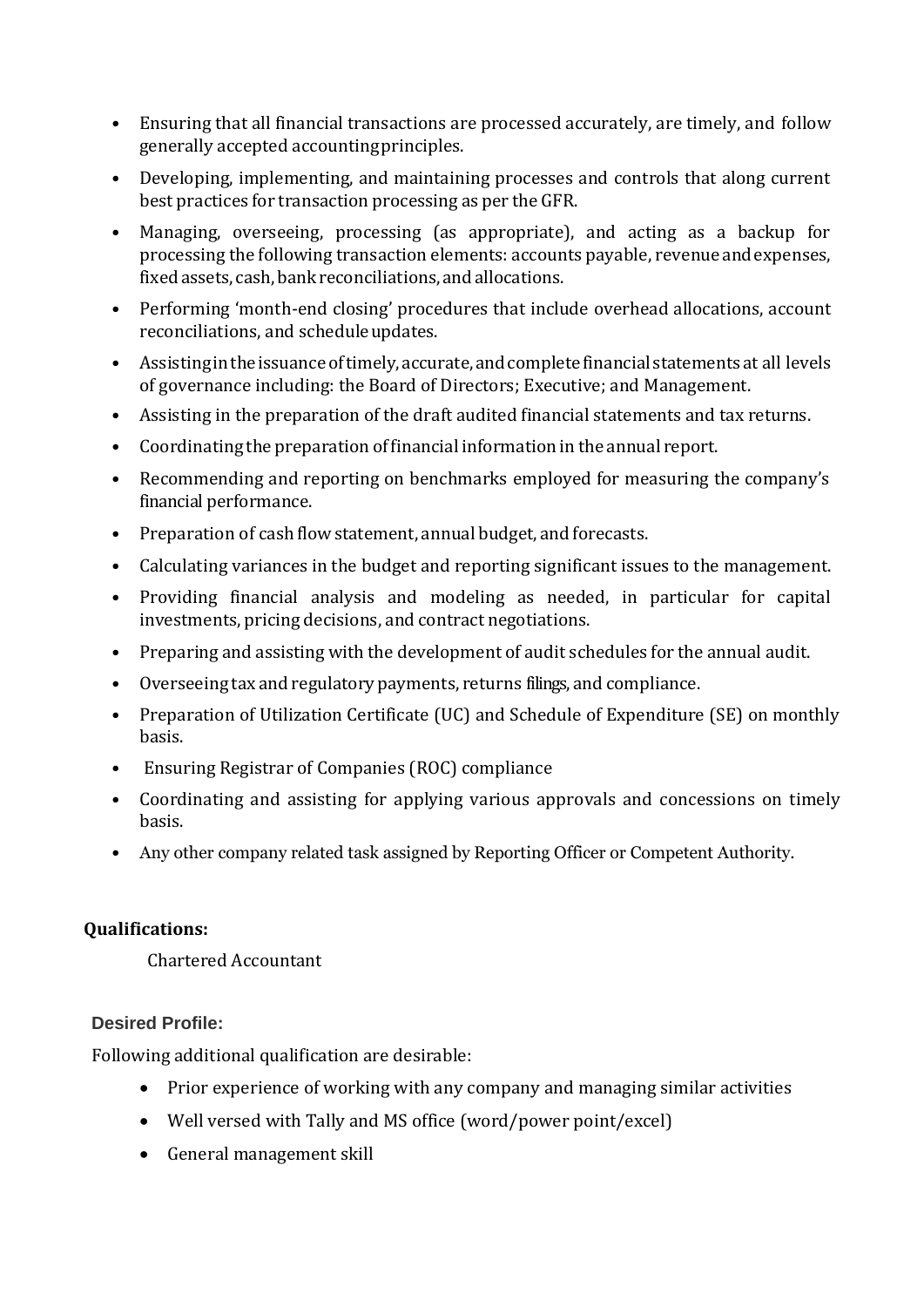- Ensuring that all financial transactions are processed accurately, are timely, and follow generally accepted accounting principles.
- Developing, implementing, and maintaining processes and controls that along current best practices for transaction processing as per the GFR.
- Managing, overseeing, processing (as appropriate), and acting as a backup for processing the following transaction elements: accounts payable, revenue and expenses, fixed assets, cash, bank reconciliations, and allocations.
- Performing 'month-end closing' procedures that include overhead allocations, account reconciliations, and schedule updates.
- Assisting in the issuance of timely, accurate, and complete financial statements at all levels of governance including: the Board of Directors; Executive; and Management.
- Assisting in the preparation of the draft audited financial statements and tax returns.
- Coordinating the preparation of financial information in the annual report.
- Recommending and reporting on benchmarks employed for measuring the company's financial performance.
- Preparation of cash flow statement, annual budget, and forecasts.
- Calculating variances in the budget and reporting significant issues to the management.
- Providing financial analysis and modeling as needed, in particular for capital investments, pricing decisions, and contract negotiations.
- Preparing and assisting with the development of audit schedules for the annual audit.
- Overseeing tax and regulatory payments, returns filings, and compliance.
- Preparation of Utilization Certificate (UC) and Schedule of Expenditure (SE) on monthly basis.
- Ensuring Registrar of Companies (ROC) compliance
- Coordinating and assisting for applying various approvals and concessions on timely basis.
- Any other company related task assigned by Reporting Officer or Competent Authority.

**Qualifications:**

Chartered Accountant

**Desired Profile:**

Following additional qualification are desirable:

- Prior experience of working with any company and managing similar activities
- Well versed with Tally and MS office (word/power point/excel)
- General management skill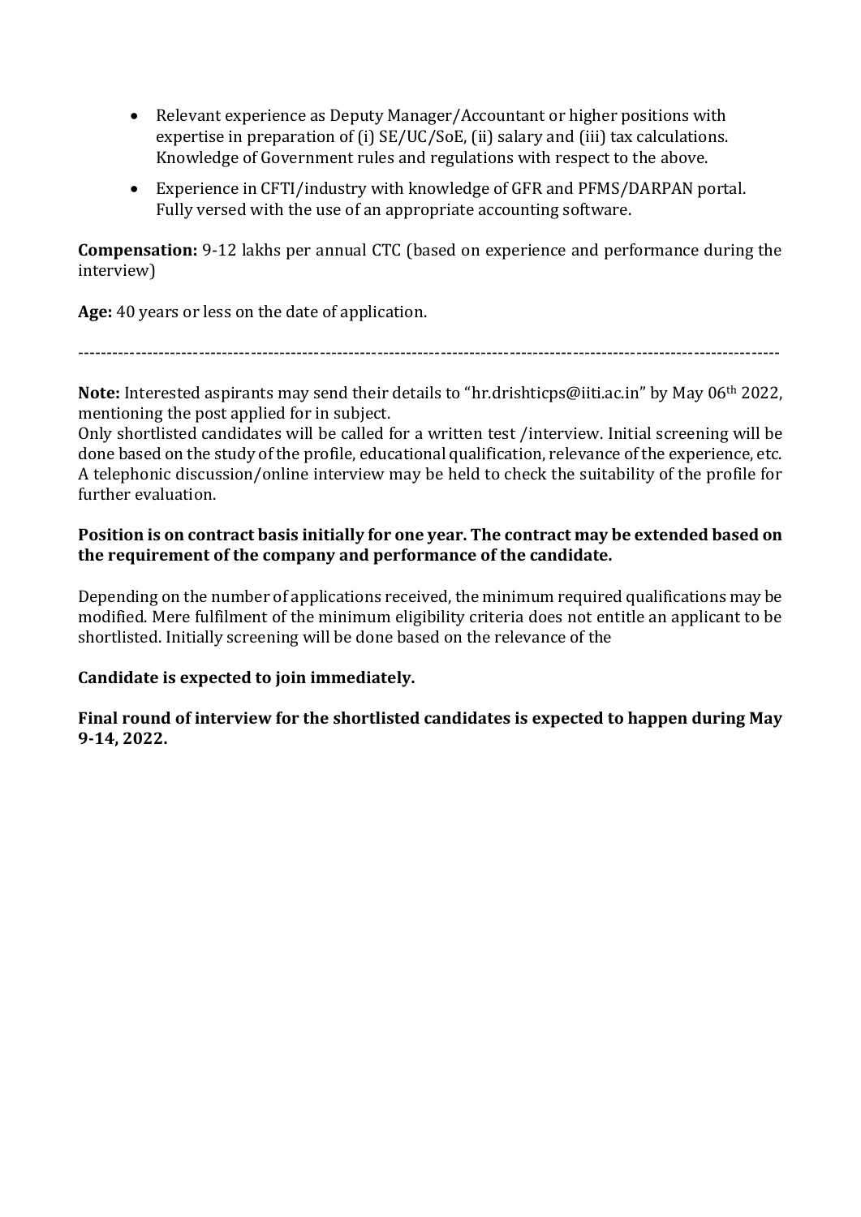- Relevant experience as Deputy Manager/Accountant or higher positions with expertise in preparation of (i) SE/UC/SoE, (ii) salary and (iii) tax calculations. Knowledge of Government rules and regulations with respect to the above.
- Experience in CFTI/industry with knowledge of GFR and PFMS/DARPAN portal. Fully versed with the use of an appropriate accounting software.

**Compensation:** 9-12 lakhs per annual CTC (based on experience and performance during the interview)

**Age:** 40 years or less on the date of application.

---

**Note:** Interested aspirants may send their details to "hr.drishticps@iiti.ac.in" by May 06th 2022, mentioning the post applied for in subject.
Only shortlisted candidates will be called for a written test /interview. Initial screening will be done based on the study of the profile, educational qualification, relevance of the experience, etc. A telephonic discussion/online interview may be held to check the suitability of the profile for further evaluation.

**Position is on contract basis initially for one year. The contract may be extended based on the requirement of the company and performance of the candidate.**

Depending on the number of applications received, the minimum required qualifications may be modified. Mere fulfilment of the minimum eligibility criteria does not entitle an applicant to be shortlisted. Initially screening will be done based on the relevance of the

**Candidate is expected to join immediately.**

**Final round of interview for the shortlisted candidates is expected to happen during May 9-14, 2022.**